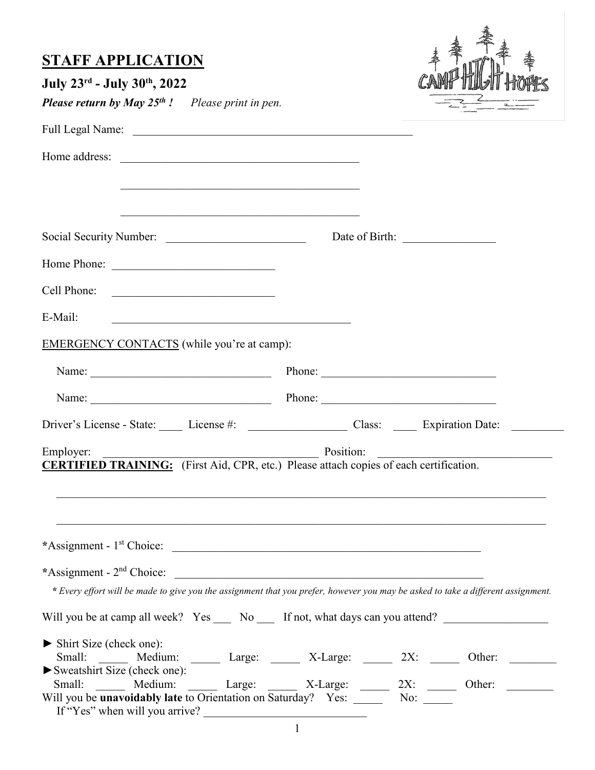# STAFF APPLICATION

### July 23rd - July 30th, 2022

***Please return by May 25th !*** *Please print in pen.*

Full Legal Name: ______________________________________________

Home address: ________________________________________

________________________________________

________________________________________

Social Security Number: ______________________ Date of Birth: ______________

Home Phone: __________________________

Cell Phone: __________________________

E-Mail: ________________________________________

EMERGENCY CONTACTS (while you're at camp):

Name: ____________________________ Phone: ____________________________

Name: ____________________________ Phone: ____________________________

Driver's License - State: ____ License #: ________________ Class: ____ Expiration Date: ________

Employer: ____________________________________ Position: ____________________________

**CERTIFIED TRAINING:** (First Aid, CPR, etc.) Please attach copies of each certification.

______________________________________________________________________________

______________________________________________________________________________

**\***Assignment - 1st Choice: ____________________________________________________

**\***Assignment - 2nd Choice: ____________________________________________________

***** *Every effort will be made to give you the assignment that you prefer, however you may be asked to take a different assignment.*

Will you be at camp all week? Yes ___ No ___ If not, what days can you attend? ________________

► Shirt Size (check one):
Small: _____ Medium: _____ Large: _____ X-Large: _____ 2X: _____ Other: ________

► Sweatshirt Size (check one):
Small: _____ Medium: _____ Large: _____ X-Large: _____ 2X: _____ Other: ________

Will you be **unavoidably late** to Orientation on Saturday? Yes: _____ No: _____
If "Yes" when will you arrive? ____________________________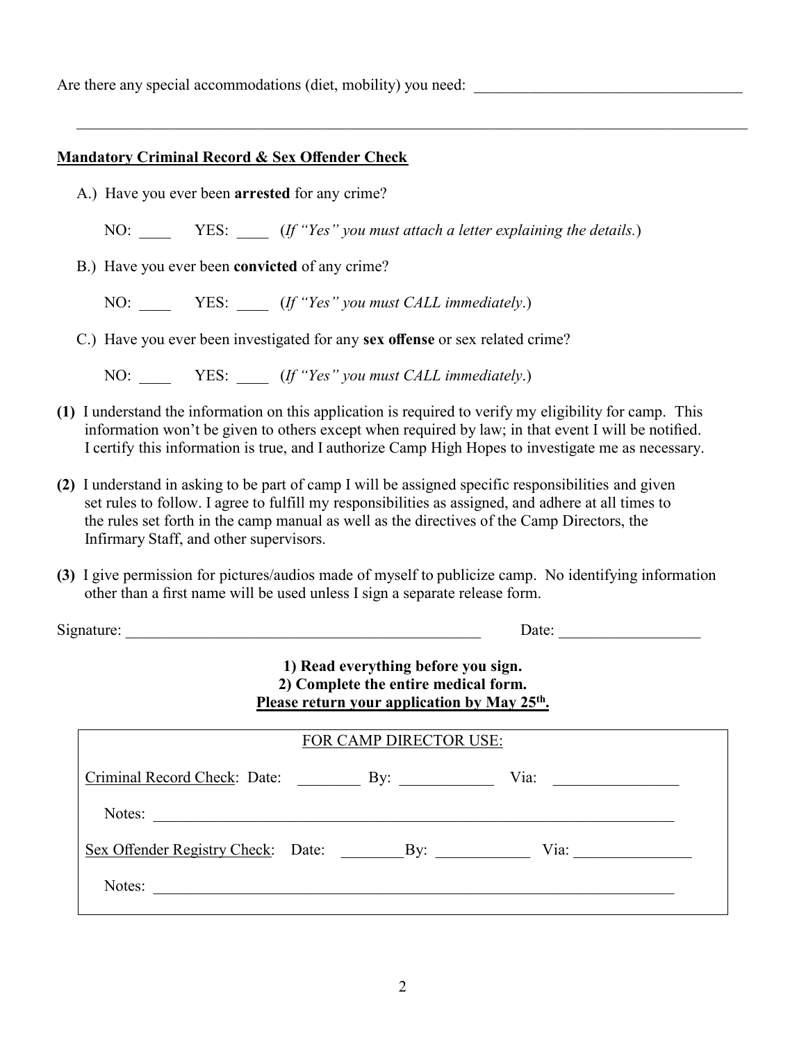Are there any special accommodations (diet, mobility) you need: ___________________________________

_____________________________________________________________________________________________

**Mandatory Criminal Record & Sex Offender Check**

A.) Have you ever been **arrested** for any crime?

NO: ____ YES: ____ (*If "Yes" you must attach a letter explaining the details.*)

B.) Have you ever been **convicted** of any crime?

NO: ____ YES: ____ (*If "Yes" you must CALL immediately*.)

C.) Have you ever been investigated for any **sex offense** or sex related crime?

NO: ____ YES: ____ (*If "Yes" you must CALL immediately*.)

**(1)** I understand the information on this application is required to verify my eligibility for camp. This information won't be given to others except when required by law; in that event I will be notified. I certify this information is true, and I authorize Camp High Hopes to investigate me as necessary.

**(2)** I understand in asking to be part of camp I will be assigned specific responsibilities and given set rules to follow. I agree to fulfill my responsibilities as assigned, and adhere at all times to the rules set forth in the camp manual as well as the directives of the Camp Directors, the Infirmary Staff, and other supervisors.

**(3)** I give permission for pictures/audios made of myself to publicize camp. No identifying information other than a first name will be used unless I sign a separate release form.

Signature: _______________________________________________ Date: __________________

**1) Read everything before you sign.**
**2) Complete the entire medical form.**
**Please return your application by May 25th.**

| FOR CAMP DIRECTOR USE: |
|---|
| Criminal Record Check: Date: ________ By: ____________ Via: ________________ |
| Notes: ____________________________________________________________________ |
| Sex Offender Registry Check: Date: ________ By: ____________ Via: _______________ |
| Notes: ____________________________________________________________________ |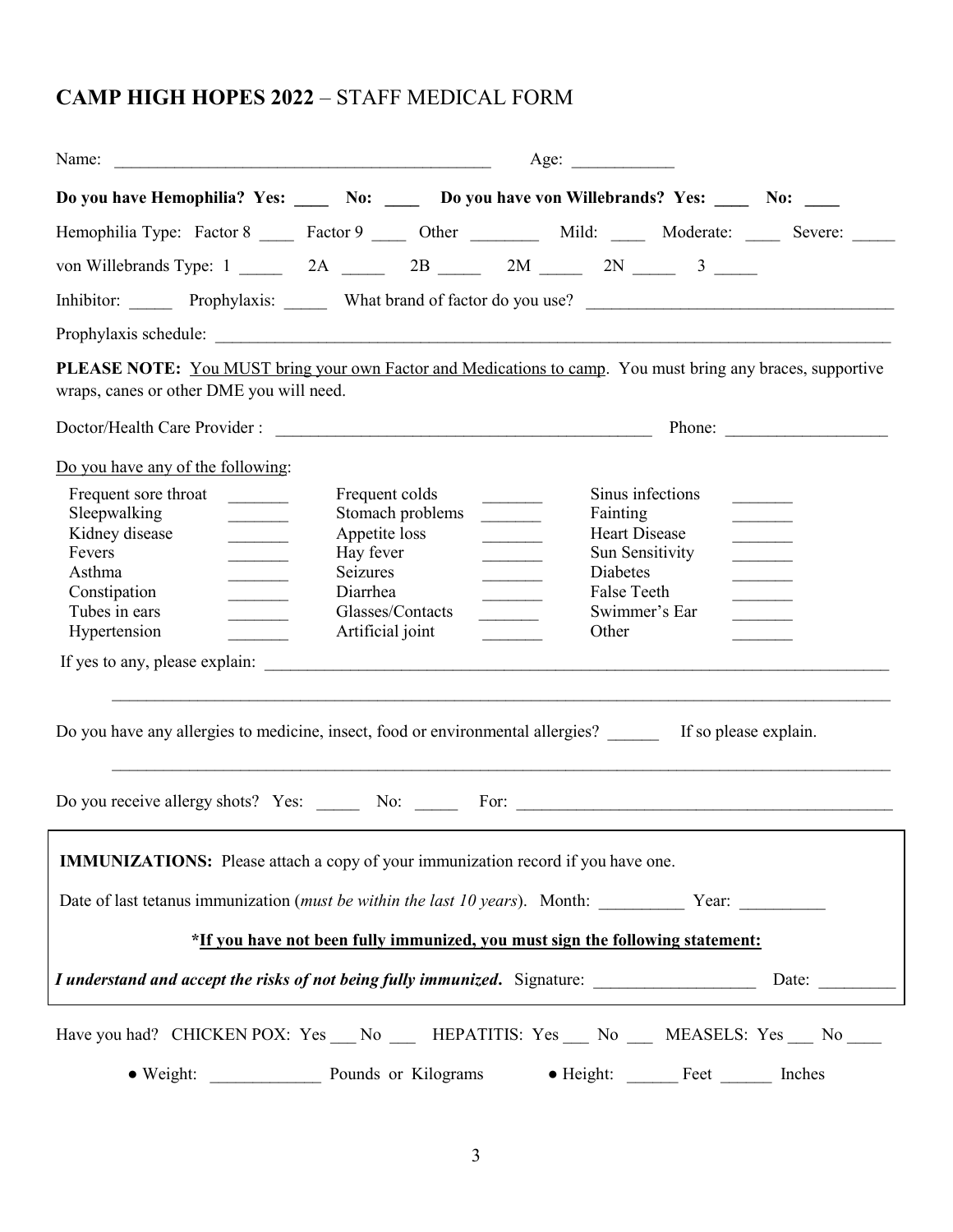# CAMP HIGH HOPES 2022 – STAFF MEDICAL FORM

Name: ____________________________________________ Age: ___________

**Do you have Hemophilia? Yes: ____ No: ____ Do you have von Willebrands? Yes: ____ No: ____**

Hemophilia Type: Factor 8 ____ Factor 9 ____ Other ________ Mild: ____ Moderate: ____ Severe: _____

von Willebrands Type: 1 _____ 2A _____ 2B _____ 2M _____ 2N _____ 3 _____

Inhibitor: _____ Prophylaxis: _____ What brand of factor do you use? ___________________________________

Prophylaxis schedule: ___________________________________________________________________________________

**PLEASE NOTE:** <u>You MUST bring your own Factor and Medications to camp</u>. You must bring any braces, supportive wraps, canes or other DME you will need.

Doctor/Health Care Provider : ____________________________________________ Phone: __________________

<u>Do you have any of the following</u>:

| | | | | | |
|---|---|---|---|---|---|
| Frequent sore throat | _______ | Frequent colds | _______ | Sinus infections | _______ |
| Sleepwalking | _______ | Stomach problems | _______ | Fainting | _______ |
| Kidney disease | _______ | Appetite loss | _______ | Heart Disease | _______ |
| Fevers | _______ | Hay fever | _______ | Sun Sensitivity | _______ |
| Asthma | _______ | Seizures | _______ | Diabetes | _______ |
| Constipation | _______ | Diarrhea | _______ | False Teeth | _______ |
| Tubes in ears | _______ | Glasses/Contacts | _______ | Swimmer's Ear | _______ |
| Hypertension | _______ | Artificial joint | _______ | Other | _______ |

If yes to any, please explain: ___________________________________________________________________________

_____________________________________________________________________________________________

Do you have any allergies to medicine, insect, food or environmental allergies? ______ If so please explain.

_____________________________________________________________________________________________

Do you receive allergy shots? Yes: _____ No: _____ For: _____________________________________________

**IMMUNIZATIONS:** Please attach a copy of your immunization record if you have one.

Date of last tetanus immunization (*must be within the last 10 years*). Month: __________ Year: __________

**<u>*If you have not been fully immunized, you must sign the following statement:</u>**

***I understand and accept the risks of not being fully immunized*.** Signature: __________________ Date: _________

Have you had? CHICKEN POX: Yes ___ No ___ HEPATITIS: Yes ___ No ___ MEASLES: Yes ___ No ____

- Weight: _____________ Pounds or Kilograms
- Height: ______ Feet ______ Inches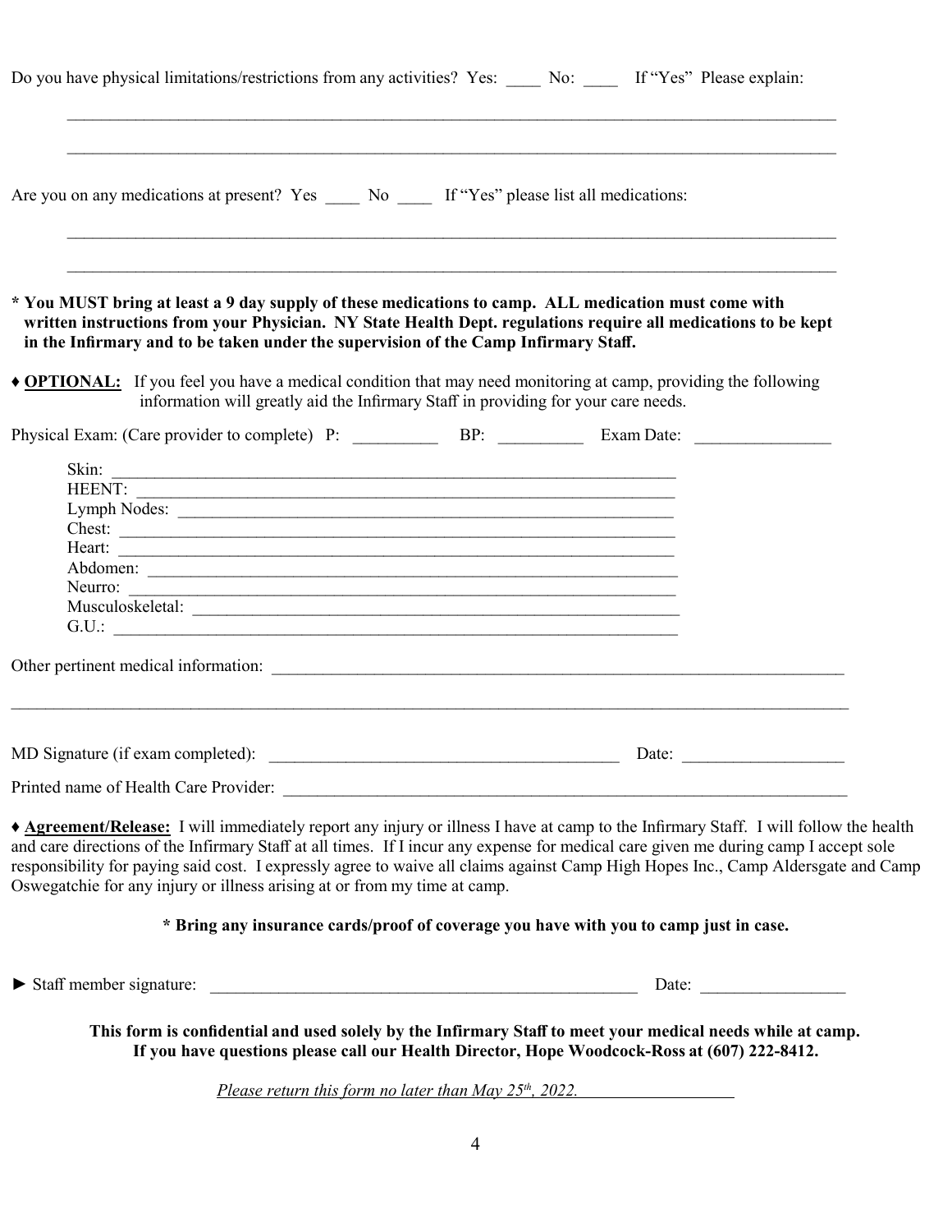Do you have physical limitations/restrictions from any activities? Yes: ____ No: ____ If "Yes" Please explain:

______________________________________________________________________________

______________________________________________________________________________

Are you on any medications at present? Yes ____ No ____ If "Yes" please list all medications:

______________________________________________________________________________

______________________________________________________________________________

**\* You MUST bring at least a 9 day supply of these medications to camp. ALL medication must come with written instructions from your Physician. NY State Health Dept. regulations require all medications to be kept in the Infirmary and to be taken under the supervision of the Camp Infirmary Staff.**

♦ **OPTIONAL:** If you feel you have a medical condition that may need monitoring at camp, providing the following information will greatly aid the Infirmary Staff in providing for your care needs.

Physical Exam: (Care provider to complete) P: __________ BP: __________ Exam Date: ________________

Skin: ______________________________________________________________
HEENT: ____________________________________________________________
Lymph Nodes: _______________________________________________________
Chest: _____________________________________________________________
Heart: _____________________________________________________________
Abdomen: __________________________________________________________
Neurro: ____________________________________________________________
Musculoskeletal: _____________________________________________________
G.U.: ______________________________________________________________

Other pertinent medical information: ______________________________________________________

______________________________________________________________________________

MD Signature (if exam completed): ____________________________________ Date: __________________

Printed name of Health Care Provider: ______________________________________________________

♦ **Agreement/Release:** I will immediately report any injury or illness I have at camp to the Infirmary Staff. I will follow the health and care directions of the Infirmary Staff at all times. If I incur any expense for medical care given me during camp I accept sole responsibility for paying said cost. I expressly agree to waive all claims against Camp High Hopes Inc., Camp Aldersgate and Camp Oswegatchie for any injury or illness arising at or from my time at camp.

**\* Bring any insurance cards/proof of coverage you have with you to camp just in case.**

► Staff member signature: ______________________________________________ Date: _________________

**This form is confidential and used solely by the Infirmary Staff to meet your medical needs while at camp. If you have questions please call our Health Director, Hope Woodcock-Ross at (607) 222-8412.**

*Please return this form no later than May 25th, 2022.*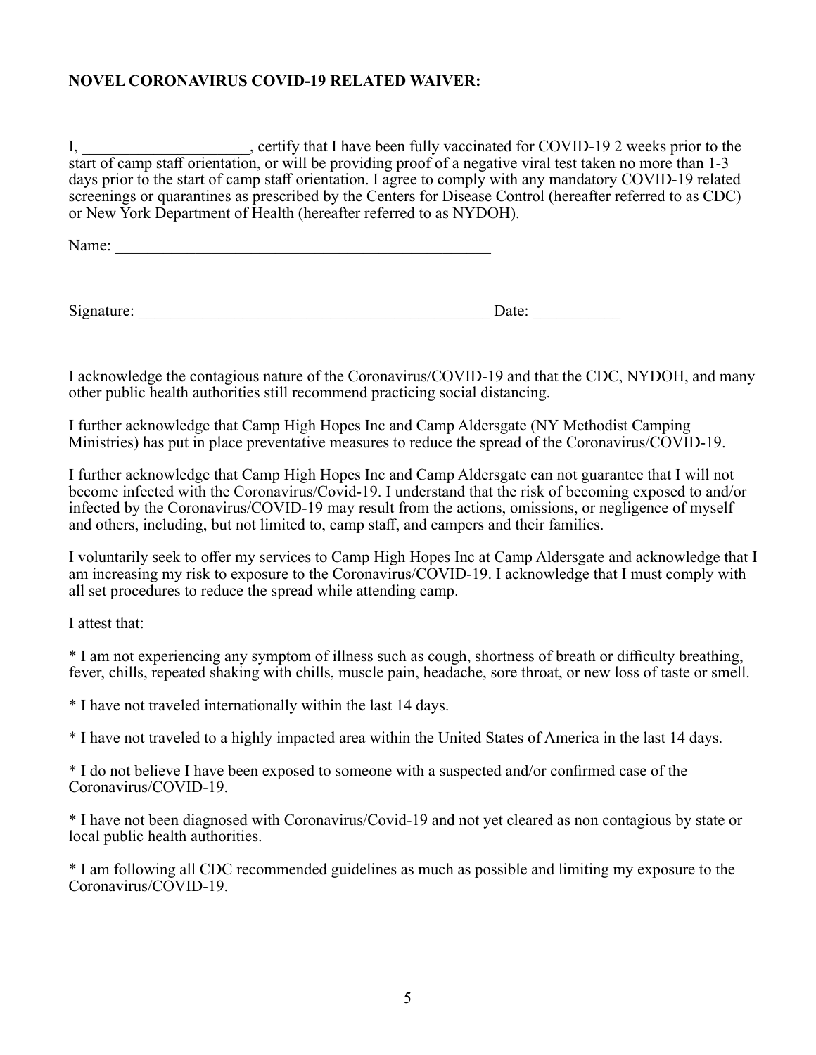**NOVEL CORONAVIRUS COVID-19 RELATED WAIVER:**

I, ____________________, certify that I have been fully vaccinated for COVID-19 2 weeks prior to the start of camp staff orientation, or will be providing proof of a negative viral test taken no more than 1-3 days prior to the start of camp staff orientation. I agree to comply with any mandatory COVID-19 related screenings or quarantines as prescribed by the Centers for Disease Control (hereafter referred to as CDC) or New York Department of Health (hereafter referred to as NYDOH).

Name: ________________________________________________

Signature: ____________________________________________ Date: ___________

I acknowledge the contagious nature of the Coronavirus/COVID-19 and that the CDC, NYDOH, and many other public health authorities still recommend practicing social distancing.

I further acknowledge that Camp High Hopes Inc and Camp Aldersgate (NY Methodist Camping Ministries) has put in place preventative measures to reduce the spread of the Coronavirus/COVID-19.

I further acknowledge that Camp High Hopes Inc and Camp Aldersgate can not guarantee that I will not become infected with the Coronavirus/Covid-19. I understand that the risk of becoming exposed to and/or infected by the Coronavirus/COVID-19 may result from the actions, omissions, or negligence of myself and others, including, but not limited to, camp staff, and campers and their families.

I voluntarily seek to offer my services to Camp High Hopes Inc at Camp Aldersgate and acknowledge that I am increasing my risk to exposure to the Coronavirus/COVID-19. I acknowledge that I must comply with all set procedures to reduce the spread while attending camp.

I attest that:

* I am not experiencing any symptom of illness such as cough, shortness of breath or difficulty breathing, fever, chills, repeated shaking with chills, muscle pain, headache, sore throat, or new loss of taste or smell.

* I have not traveled internationally within the last 14 days.

* I have not traveled to a highly impacted area within the United States of America in the last 14 days.

* I do not believe I have been exposed to someone with a suspected and/or confirmed case of the Coronavirus/COVID-19.

* I have not been diagnosed with Coronavirus/Covid-19 and not yet cleared as non contagious by state or local public health authorities.

* I am following all CDC recommended guidelines as much as possible and limiting my exposure to the Coronavirus/COVID-19.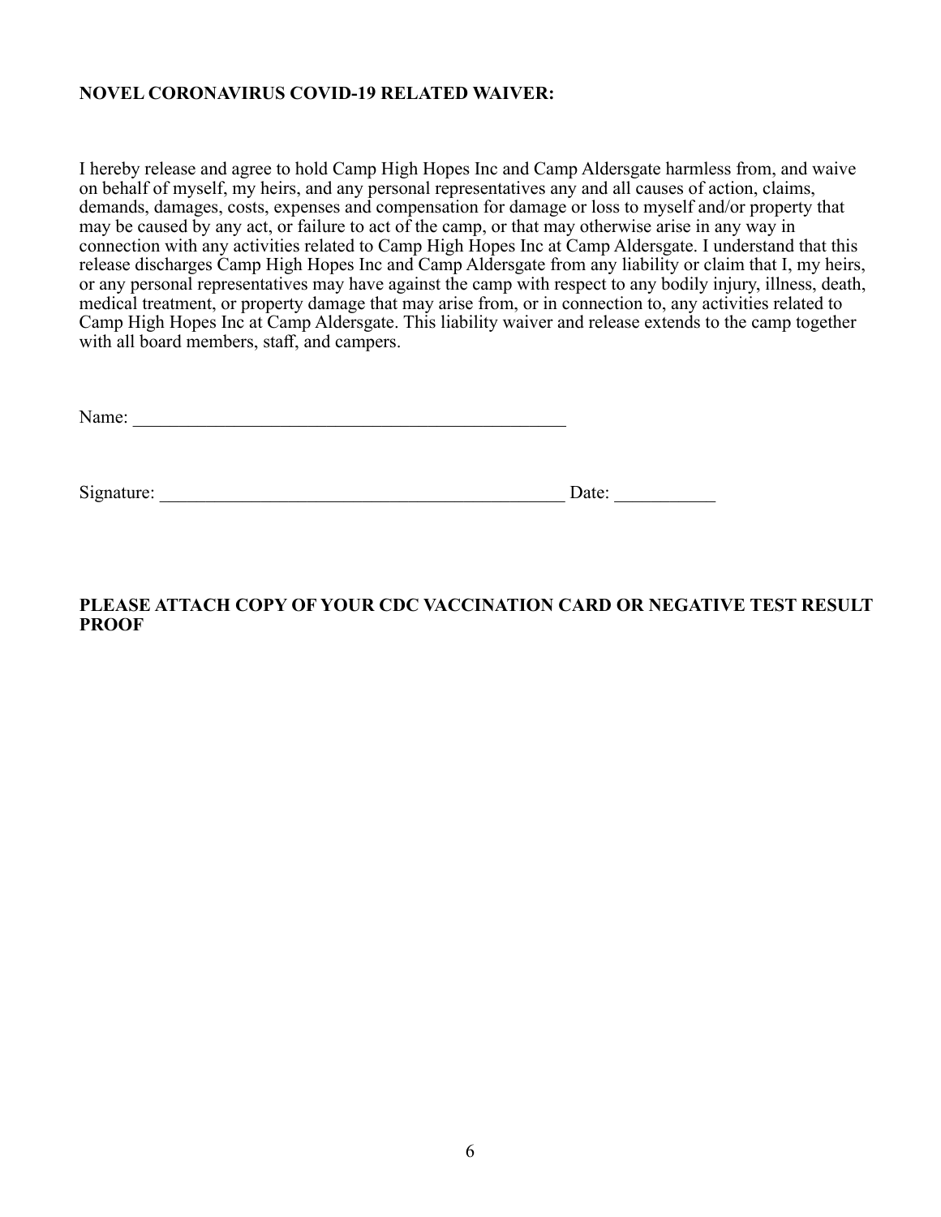**NOVEL CORONAVIRUS COVID-19 RELATED WAIVER:**

I hereby release and agree to hold Camp High Hopes Inc and Camp Aldersgate harmless from, and waive on behalf of myself, my heirs, and any personal representatives any and all causes of action, claims, demands, damages, costs, expenses and compensation for damage or loss to myself and/or property that may be caused by any act, or failure to act of the camp, or that may otherwise arise in any way in connection with any activities related to Camp High Hopes Inc at Camp Aldersgate. I understand that this release discharges Camp High Hopes Inc and Camp Aldersgate from any liability or claim that I, my heirs, or any personal representatives may have against the camp with respect to any bodily injury, illness, death, medical treatment, or property damage that may arise from, or in connection to, any activities related to Camp High Hopes Inc at Camp Aldersgate. This liability waiver and release extends to the camp together with all board members, staff, and campers.

Name: \_\_\_\_\_\_\_\_\_\_\_\_\_\_\_\_\_\_\_\_\_\_\_\_\_\_\_\_\_\_\_\_\_\_\_\_\_\_\_\_\_\_\_\_\_\_

Signature: \_\_\_\_\_\_\_\_\_\_\_\_\_\_\_\_\_\_\_\_\_\_\_\_\_\_\_\_\_\_\_\_\_\_\_\_\_\_\_\_\_\_\_\_ Date: \_\_\_\_\_\_\_\_\_\_\_

**PLEASE ATTACH COPY OF YOUR CDC VACCINATION CARD OR NEGATIVE TEST RESULT PROOF**